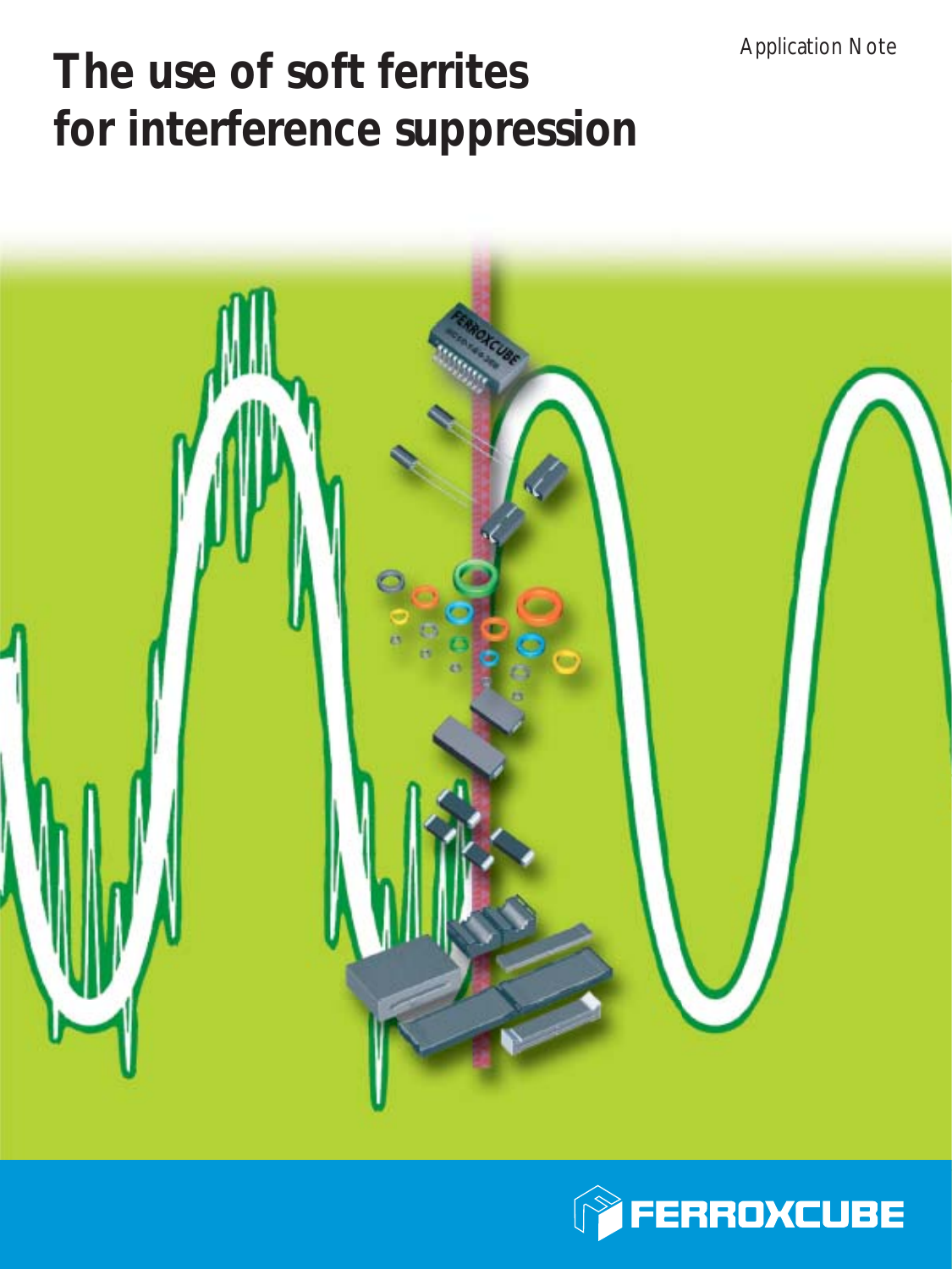Application Note

# The use of soft ferrites for interference suppression

FERROXCUBE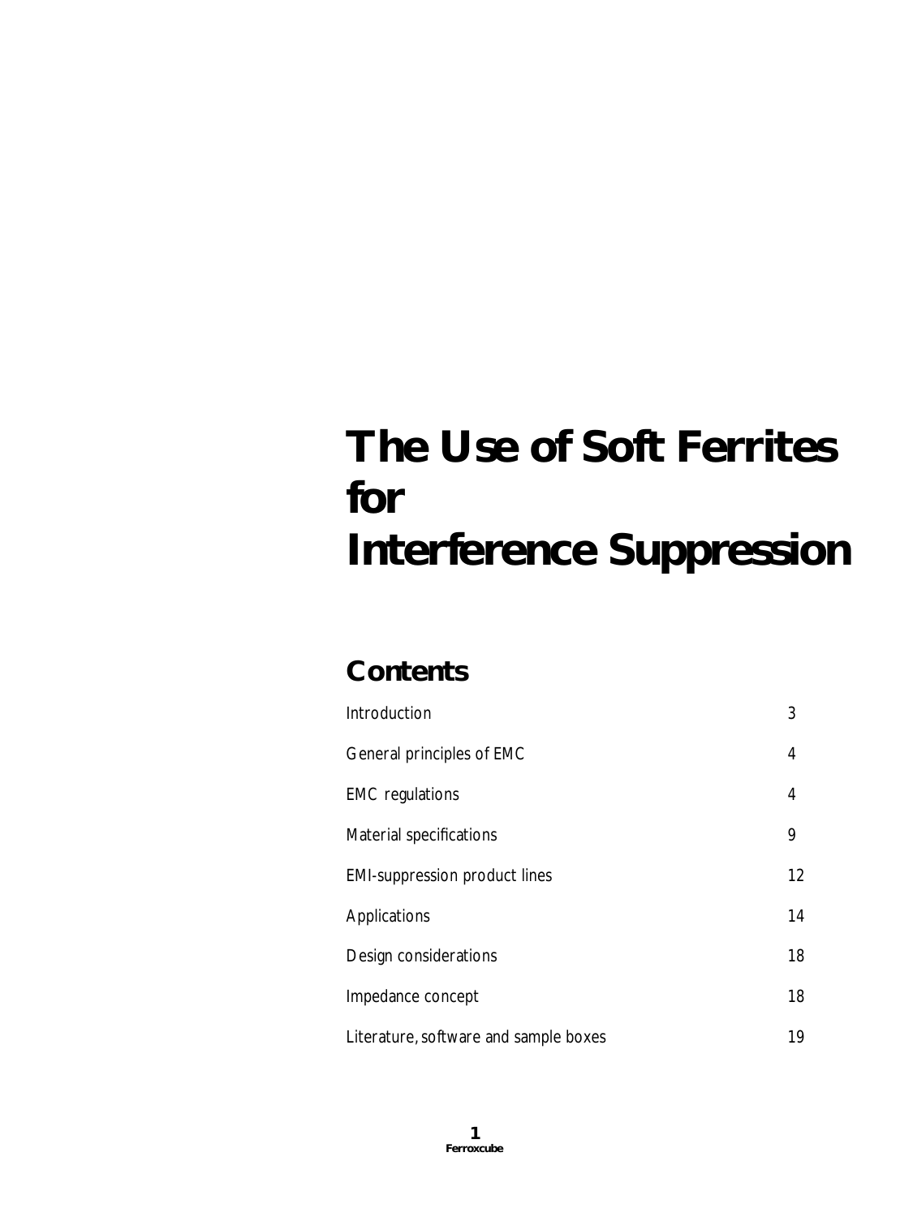# The Use of Soft Ferrites for Interference Suppression

## Contents

| | |
|---|---|
| Introduction | 3 |
| General principles of EMC | 4 |
| EMC regulations | 4 |
| Material specifications | 9 |
| EMI-suppression product lines | 12 |
| Applications | 14 |
| Design considerations | 18 |
| Impedance concept | 18 |
| Literature, software and sample boxes | 19 |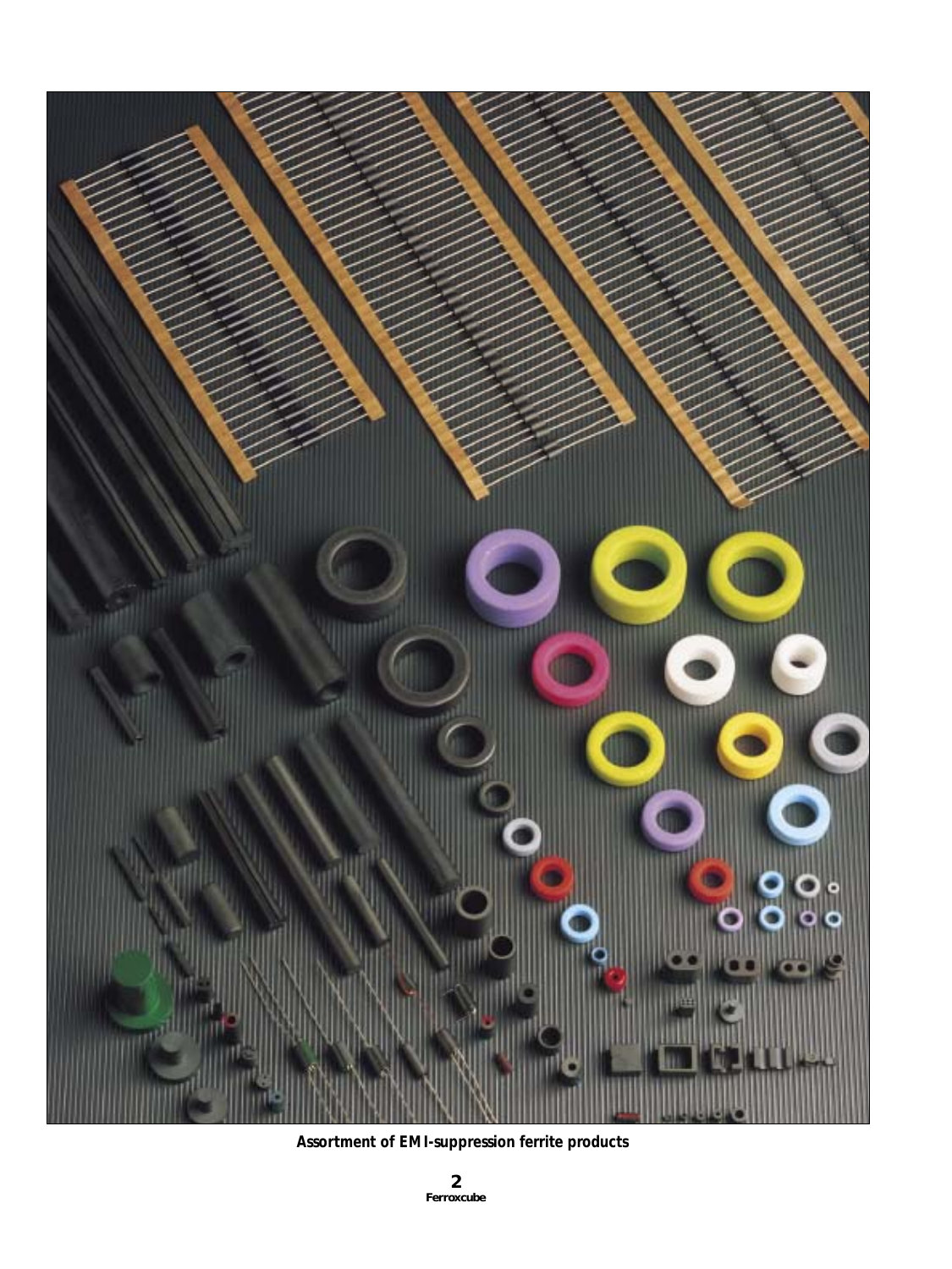Assortment of EMI-suppression ferrite products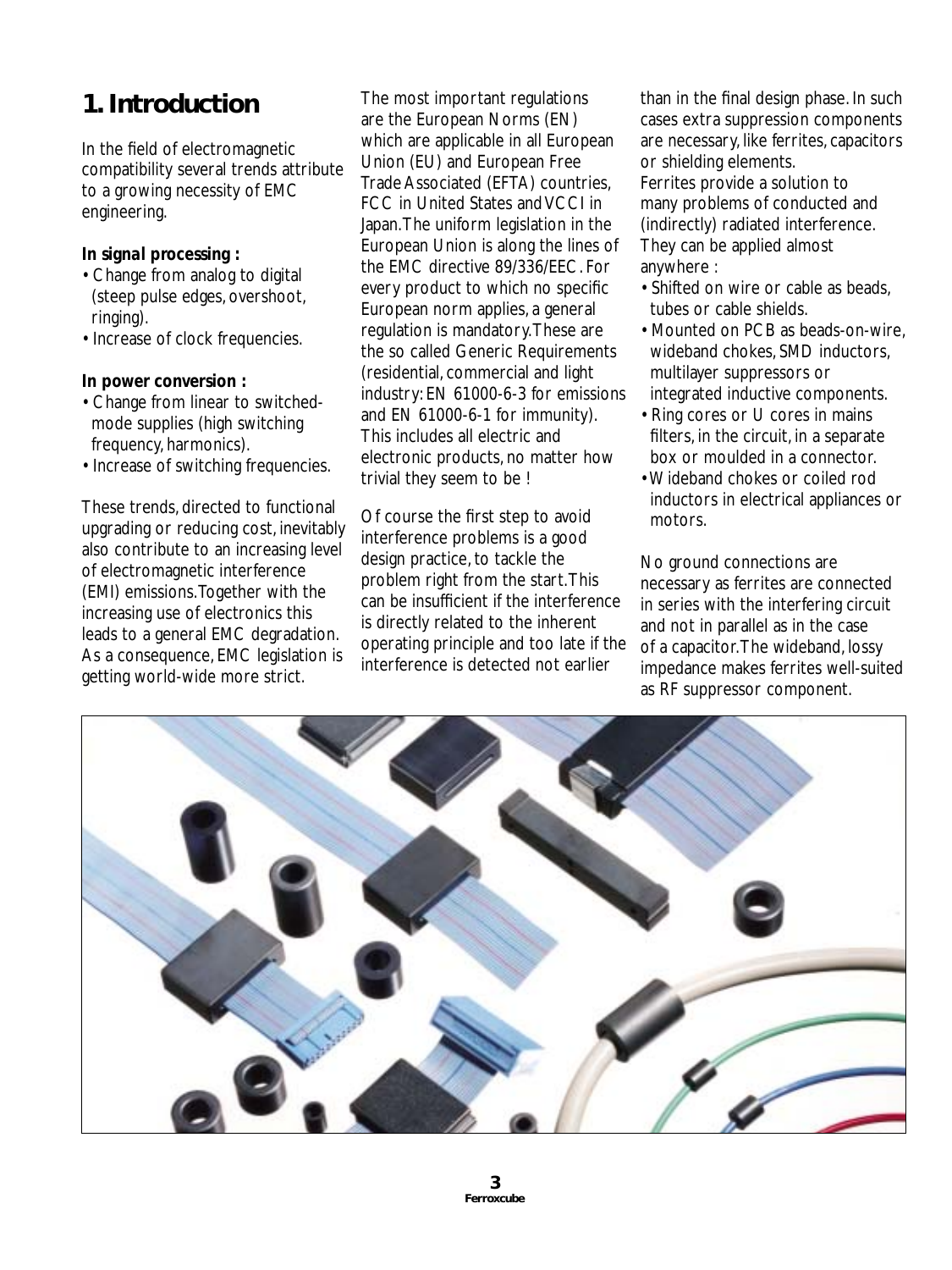# 1. Introduction

In the field of electromagnetic compatibility several trends attribute to a growing necessity of EMC engineering.

**In signal processing :**

- Change from analog to digital (steep pulse edges, overshoot, ringing).
- Increase of clock frequencies.

**In power conversion :**

- Change from linear to switched-mode supplies (high switching frequency, harmonics).
- Increase of switching frequencies.

These trends, directed to functional upgrading or reducing cost, inevitably also contribute to an increasing level of electromagnetic interference (EMI) emissions. Together with the increasing use of electronics this leads to a general EMC degradation. As a consequence, EMC legislation is getting world-wide more strict.

The most important regulations are the European Norms (EN) which are applicable in all European Union (EU) and European Free Trade Associated (EFTA) countries, FCC in United States and VCCI in Japan. The uniform legislation in the European Union is along the lines of the EMC directive 89/336/EEC. For every product to which no specific European norm applies, a general regulation is mandatory. These are the so called Generic Requirements (residential, commercial and light industry: EN 61000-6-3 for emissions and EN 61000-6-1 for immunity). This includes all electric and electronic products, no matter how trivial they seem to be !

Of course the first step to avoid interference problems is a good design practice, to tackle the problem right from the start. This can be insufficient if the interference is directly related to the inherent operating principle and too late if the interference is detected not earlier than in the final design phase. In such cases extra suppression components are necessary, like ferrites, capacitors or shielding elements.

Ferrites provide a solution to many problems of conducted and (indirectly) radiated interference. They can be applied almost anywhere :

- Shifted on wire or cable as beads, tubes or cable shields.
- Mounted on PCB as beads-on-wire, wideband chokes, SMD inductors, multilayer suppressors or integrated inductive components.
- Ring cores or U cores in mains filters, in the circuit, in a separate box or moulded in a connector.
- Wideband chokes or coiled rod inductors in electrical appliances or motors.

No ground connections are necessary as ferrites are connected in series with the interfering circuit and not in parallel as in the case of a capacitor. The wideband, lossy impedance makes ferrites well-suited as RF suppressor component.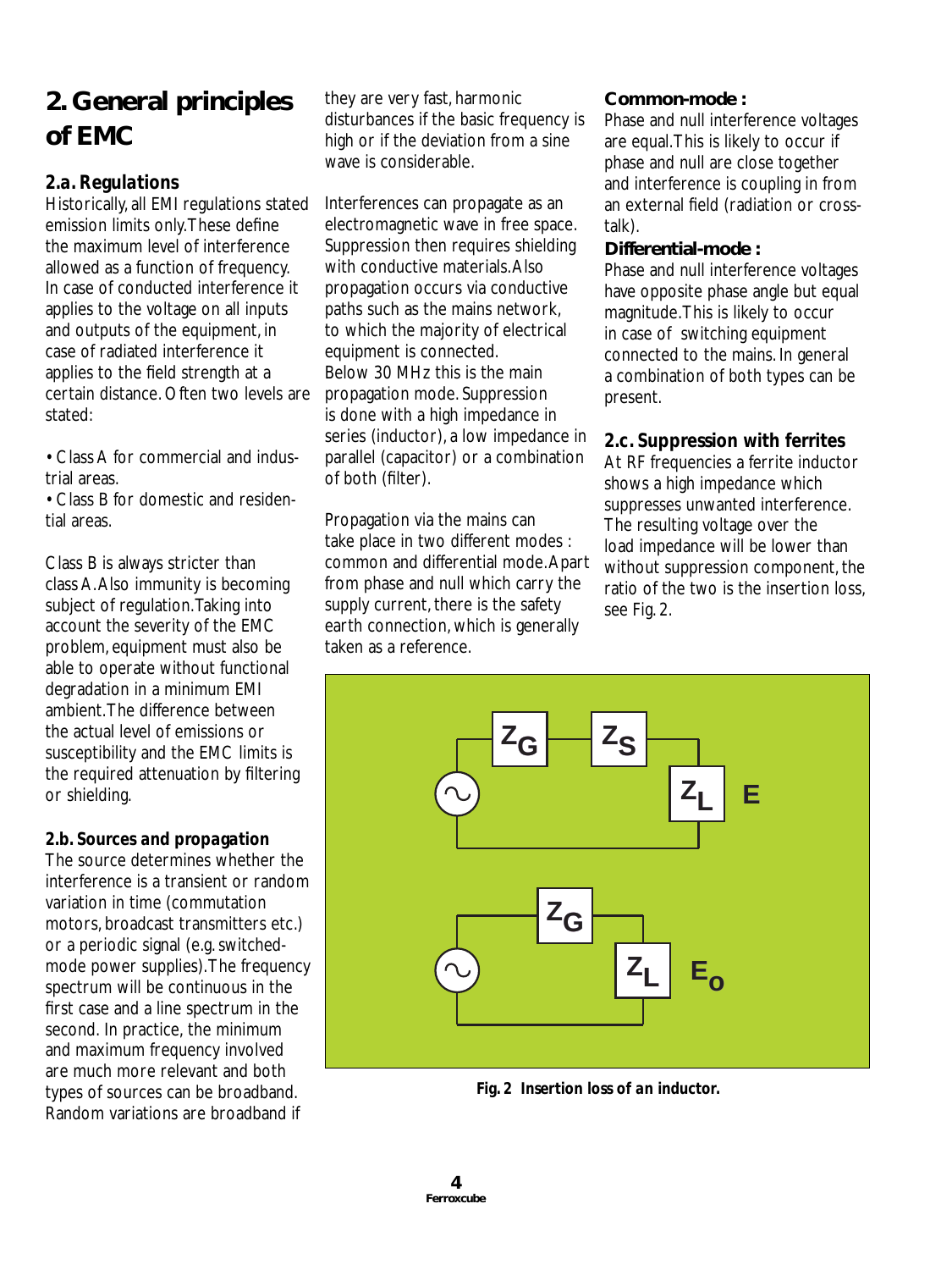# 2. General principles of EMC

## 2.a. Regulations

Historically, all EMI regulations stated emission limits only. These define the maximum level of interference allowed as a function of frequency. In case of conducted interference it applies to the voltage on all inputs and outputs of the equipment, in case of radiated interference it applies to the field strength at a certain distance. Often two levels are stated:

- Class A for commercial and industrial areas.
- Class B for domestic and residential areas.

Class B is always stricter than class A. Also immunity is becoming subject of regulation. Taking into account the severity of the EMC problem, equipment must also be able to operate without functional degradation in a minimum EMI ambient. The difference between the actual level of emissions or susceptibility and the EMC limits is the required attenuation by filtering or shielding.

## 2.b. Sources and propagation

The source determines whether the interference is a transient or random variation in time (commutation motors, broadcast transmitters etc.) or a periodic signal (e.g. switched-mode power supplies). The frequency spectrum will be continuous in the first case and a line spectrum in the second. In practice, the minimum and maximum frequency involved are much more relevant and both types of sources can be broadband. Random variations are broadband if they are very fast, harmonic disturbances if the basic frequency is high or if the deviation from a sine wave is considerable.

Interferences can propagate as an electromagnetic wave in free space. Suppression then requires shielding with conductive materials. Also propagation occurs via conductive paths such as the mains network, to which the majority of electrical equipment is connected. Below 30 MHz this is the main propagation mode. Suppression is done with a high impedance in series (inductor), a low impedance in parallel (capacitor) or a combination of both (filter).

Propagation via the mains can take place in two different modes : common and differential mode. Apart from phase and null which carry the supply current, there is the safety earth connection, which is generally taken as a reference.

**Common-mode :**
Phase and null interference voltages are equal. This is likely to occur if phase and null are close together and interference is coupling in from an external field (radiation or cross-talk).

**Differential-mode :**
Phase and null interference voltages have opposite phase angle but equal magnitude. This is likely to occur in case of switching equipment connected to the mains. In general a combination of both types can be present.

## 2.c. Suppression with ferrites

At RF frequencies a ferrite inductor shows a high impedance which suppresses unwanted interference. The resulting voltage over the load impedance will be lower than without suppression component, the ratio of the two is the insertion loss, see Fig. 2.

$Z_G$ $Z_S$ $Z_L$ $E$

$Z_G$ $Z_L$ $E_O$

**Fig. 2 Insertion loss of an inductor.**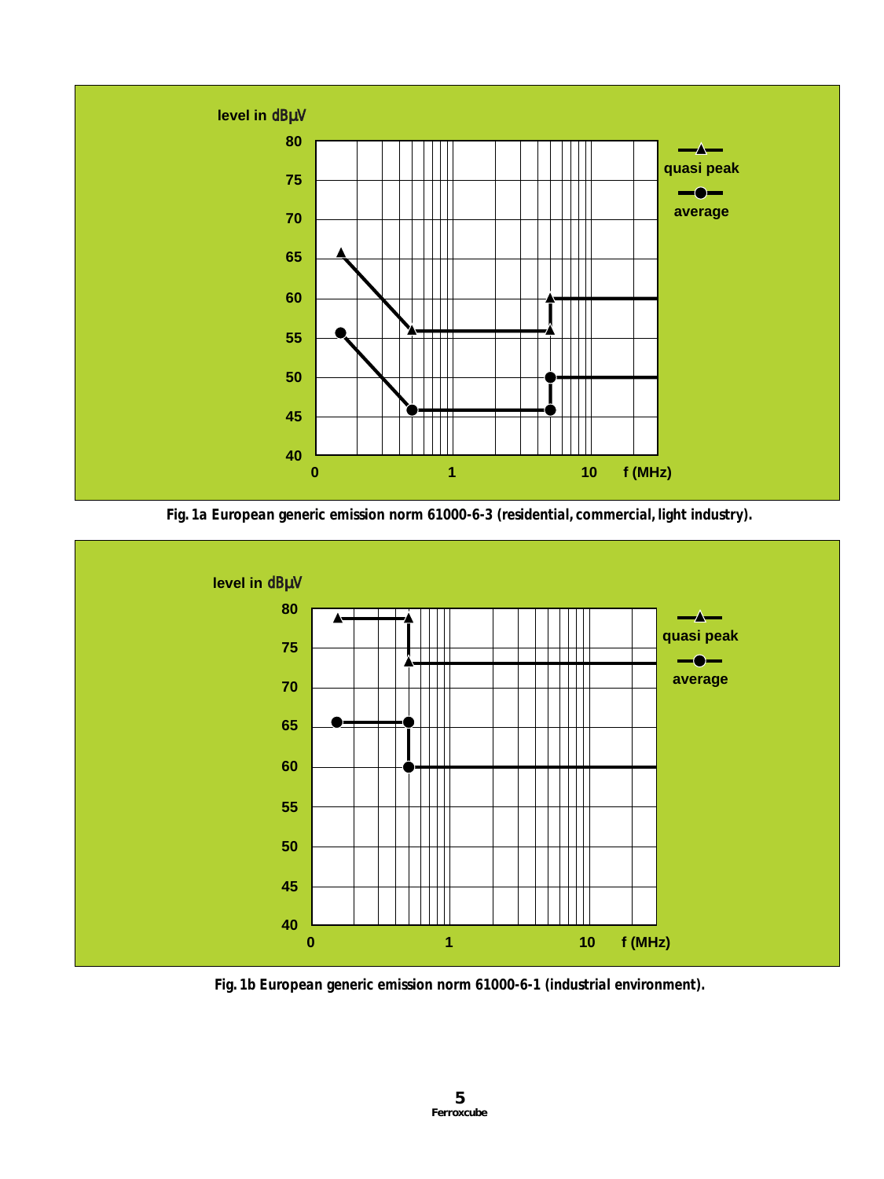Fig. 1a European generic emission norm 61000-6-3 (residential, commercial, light industry).

Fig. 1b European generic emission norm 61000-6-1 (industrial environment).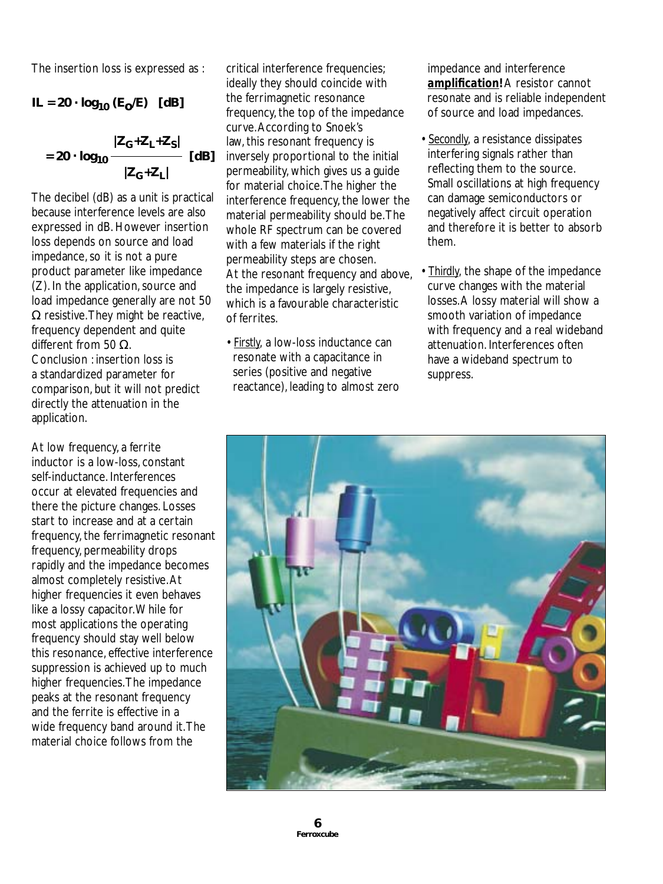The insertion loss is expressed as :

$$IL = 20 \cdot \log_{10} (E_O/E) \quad [dB]$$

$$= 20 \cdot \log_{10} \frac{|Z_G+Z_L+Z_S|}{|Z_G+Z_L|} \quad [dB]$$

The decibel (dB) as a unit is practical because interference levels are also expressed in dB. However insertion loss depends on source and load impedance, so it is not a pure product parameter like impedance (Z). In the application, source and load impedance generally are not 50 Ω resistive. They might be reactive, frequency dependent and quite different from 50 Ω.

Conclusion : insertion loss is a standardized parameter for comparison, but it will not predict directly the attenuation in the application.

At low frequency, a ferrite inductor is a low-loss, constant self-inductance. Interferences occur at elevated frequencies and there the picture changes. Losses start to increase and at a certain frequency, the ferrimagnetic resonant frequency, permeability drops rapidly and the impedance becomes almost completely resistive. At higher frequencies it even behaves like a lossy capacitor. While for most applications the operating frequency should stay well below this resonance, effective interference suppression is achieved up to much higher frequencies. The impedance peaks at the resonant frequency and the ferrite is effective in a wide frequency band around it. The material choice follows from the critical interference frequencies; ideally they should coincide with the ferrimagnetic resonance frequency, the top of the impedance curve. According to Snoek's law, this resonant frequency is inversely proportional to the initial permeability, which gives us a guide for material choice. The higher the interference frequency, the lower the material permeability should be. The whole RF spectrum can be covered with a few materials if the right permeability steps are chosen.

At the resonant frequency and above, the impedance is largely resistive, which is a favourable characteristic of ferrites.

- Firstly, a low-loss inductance can resonate with a capacitance in series (positive and negative reactance), leading to almost zero impedance and interference ***amplification!*** A resistor cannot resonate and is reliable independent of source and load impedances.
- Secondly, a resistance dissipates interfering signals rather than reflecting them to the source. Small oscillations at high frequency can damage semiconductors or negatively affect circuit operation and therefore it is better to absorb them.
- Thirdly, the shape of the impedance curve changes with the material losses. A lossy material will show a smooth variation of impedance with frequency and a real wideband attenuation. Interferences often have a wideband spectrum to suppress.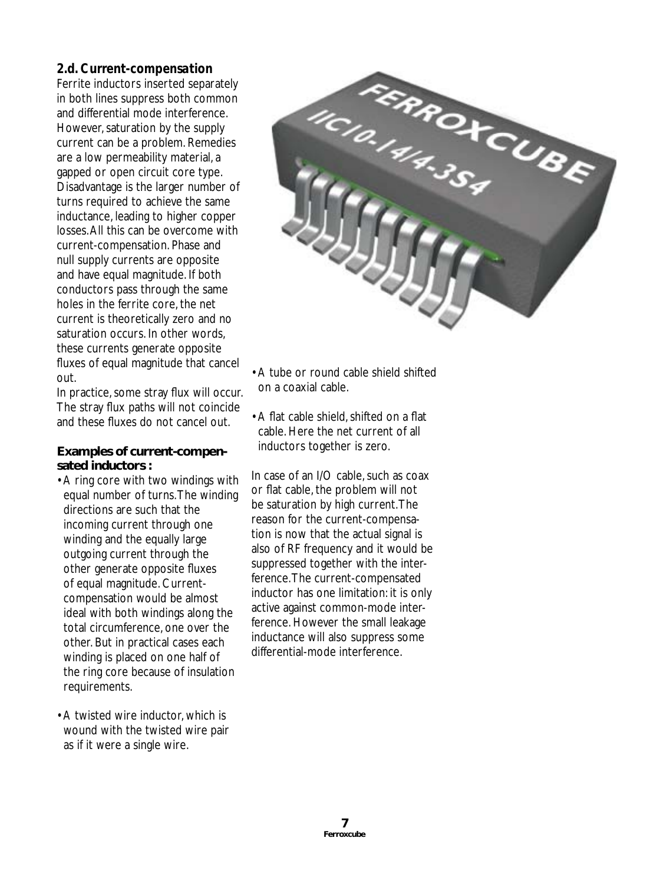## 2.d. Current-compensation

Ferrite inductors inserted separately in both lines suppress both common and differential mode interference. However, saturation by the supply current can be a problem. Remedies are a low permeability material, a gapped or open circuit core type. Disadvantage is the larger number of turns required to achieve the same inductance, leading to higher copper losses. All this can be overcome with current-compensation. Phase and null supply currents are opposite and have equal magnitude. If both conductors pass through the same holes in the ferrite core, the net current is theoretically zero and no saturation occurs. In other words, these currents generate opposite fluxes of equal magnitude that cancel out.

In practice, some stray flux will occur. The stray flux paths will not coincide and these fluxes do not cancel out.

**Examples of current-compensated inductors :**

- A ring core with two windings with equal number of turns. The winding directions are such that the incoming current through one winding and the equally large outgoing current through the other generate opposite fluxes of equal magnitude. Current-compensation would be almost ideal with both windings along the total circumference, one over the other. But in practical cases each winding is placed on one half of the ring core because of insulation requirements.
- A twisted wire inductor, which is wound with the twisted wire pair as if it were a single wire.
- A tube or round cable shield shifted on a coaxial cable.
- A flat cable shield, shifted on a flat cable. Here the net current of all inductors together is zero.

In case of an I/O cable, such as coax or flat cable, the problem will not be saturation by high current. The reason for the current-compensation is now that the actual signal is also of RF frequency and it would be suppressed together with the interference. The current-compensated inductor has one limitation: it is only active against common-mode interference. However the small leakage inductance will also suppress some differential-mode interference.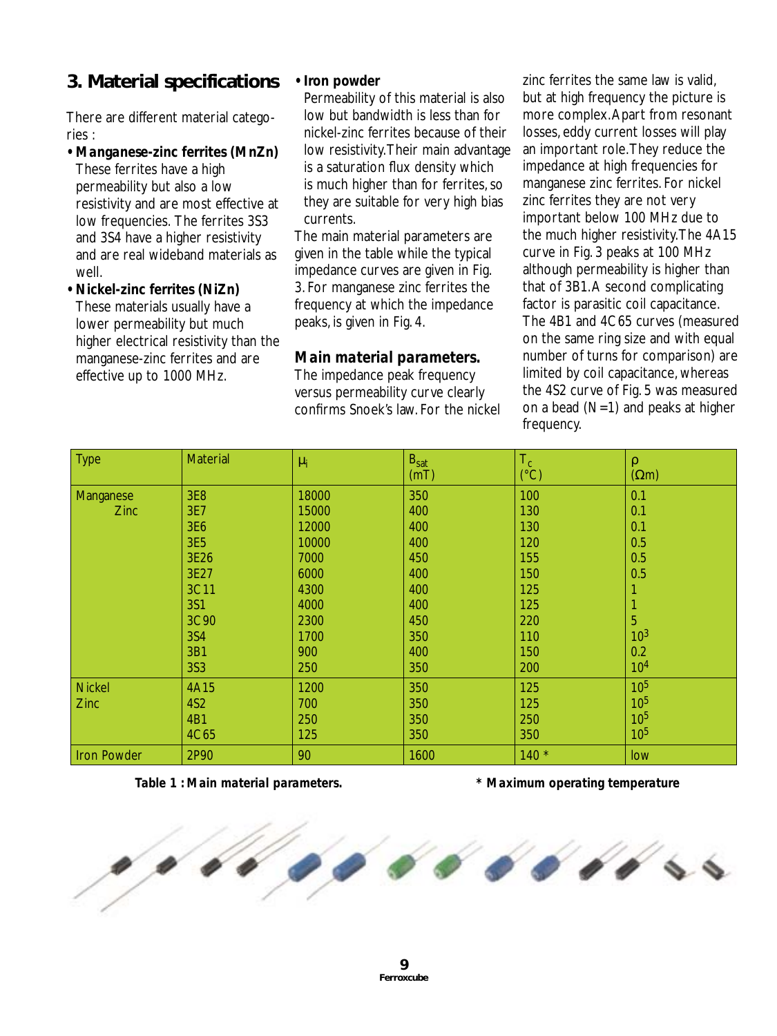## 3. Material specifications

There are different material categories :

- **Manganese-zinc ferrites (MnZn)**
  These ferrites have a high permeability but also a low resistivity and are most effective at low frequencies. The ferrites 3S3 and 3S4 have a higher resistivity and are real wideband materials as well.
- **Nickel-zinc ferrites (NiZn)**
  These materials usually have a lower permeability but much higher electrical resistivity than the manganese-zinc ferrites and are effective up to 1000 MHz.
- **Iron powder**
  Permeability of this material is also low but bandwidth is less than for nickel-zinc ferrites because of their low resistivity.Their main advantage is a saturation flux density which is much higher than for ferrites, so they are suitable for very high bias currents.

The main material parameters are given in the table while the typical impedance curves are given in Fig. 3. For manganese zinc ferrites the frequency at which the impedance peaks, is given in Fig. 4.

### Main material parameters.

The impedance peak frequency versus permeability curve clearly confirms Snoek's law. For the nickel zinc ferrites the same law is valid, but at high frequency the picture is more complex.Apart from resonant losses, eddy current losses will play an important role.They reduce the impedance at high frequencies for manganese zinc ferrites. For nickel zinc ferrites they are not very important below 100 MHz due to the much higher resistivity.The 4A15 curve in Fig. 3 peaks at 100 MHz although permeability is higher than that of 3B1.A second complicating factor is parasitic coil capacitance. The 4B1 and 4C65 curves (measured on the same ring size and with equal number of turns for comparison) are limited by coil capacitance, whereas the 4S2 curve of Fig. 5 was measured on a bead (N=1) and peaks at higher frequency.

| Type | Material | $\mu_i$ | $B_{sat}$ (mT) | $T_c$ (°C) | $\rho$ ($\Omega$m) |
|---|---|---|---|---|---|
| Manganese Zinc | 3E8 | 18000 | 350 | 100 | 0.1 |
| | 3E7 | 15000 | 400 | 130 | 0.1 |
| | 3E6 | 12000 | 400 | 130 | 0.1 |
| | 3E5 | 10000 | 400 | 120 | 0.5 |
| | 3E26 | 7000 | 450 | 155 | 0.5 |
| | 3E27 | 6000 | 400 | 150 | 0.5 |
| | 3C11 | 4300 | 400 | 125 | 1 |
| | 3S1 | 4000 | 400 | 125 | 1 |
| | 3C90 | 2300 | 450 | 220 | 5 |
| | 3S4 | 1700 | 350 | 110 | $10^3$ |
| | 3B1 | 900 | 400 | 150 | 0.2 |
| | 3S3 | 250 | 350 | 200 | $10^4$ |
| Nickel Zinc | 4A15 | 1200 | 350 | 125 | $10^5$ |
| | 4S2 | 700 | 350 | 125 | $10^5$ |
| | 4B1 | 250 | 350 | 250 | $10^5$ |
| | 4C65 | 125 | 350 | 350 | $10^5$ |
| Iron Powder | 2P90 | 90 | 1600 | 140 * | low |

**Table 1 : Main material parameters.** **\* Maximum operating temperature**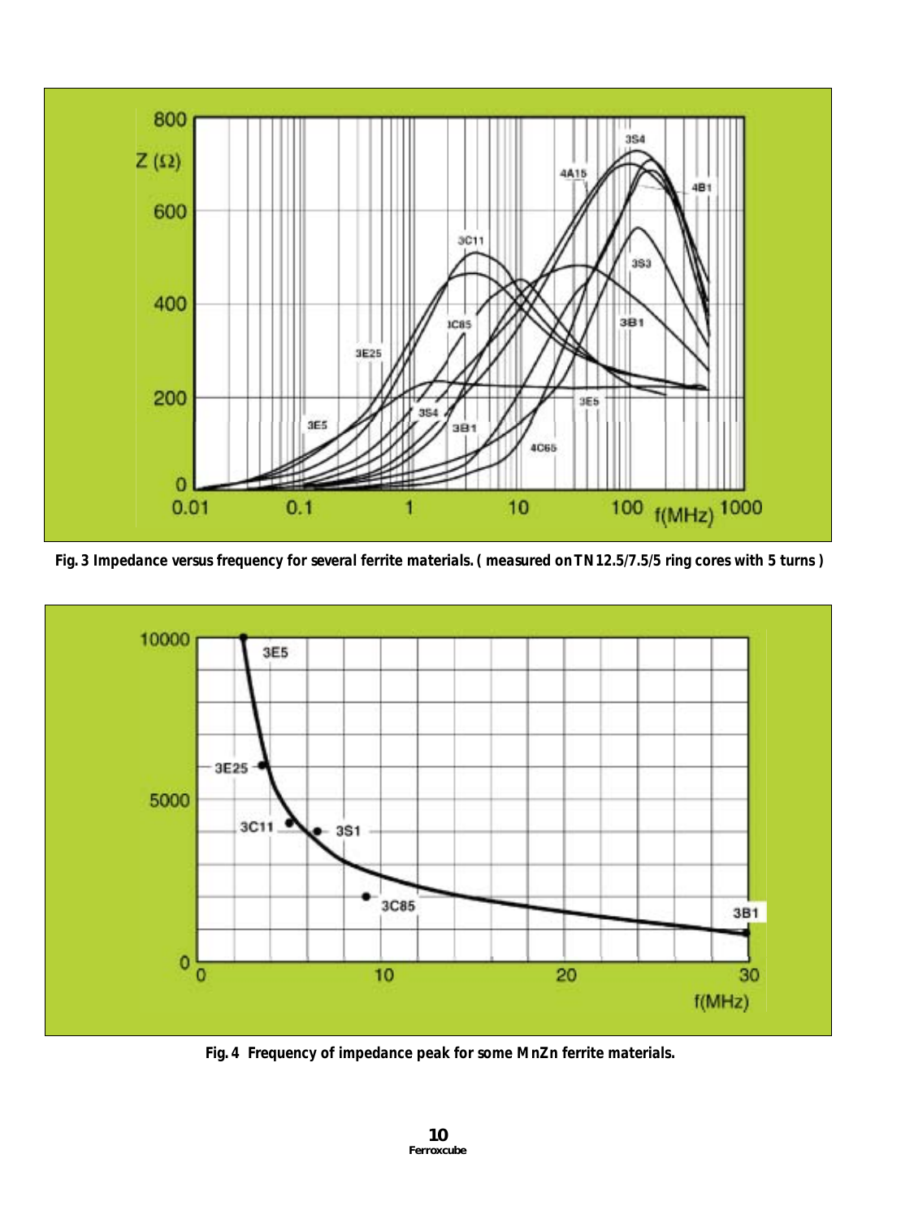**Fig. 3 Impedance versus frequency for several ferrite materials. ( measured on TN12.5/7.5/5 ring cores with 5 turns )**

**Fig. 4 Frequency of impedance peak for some MnZn ferrite materials.**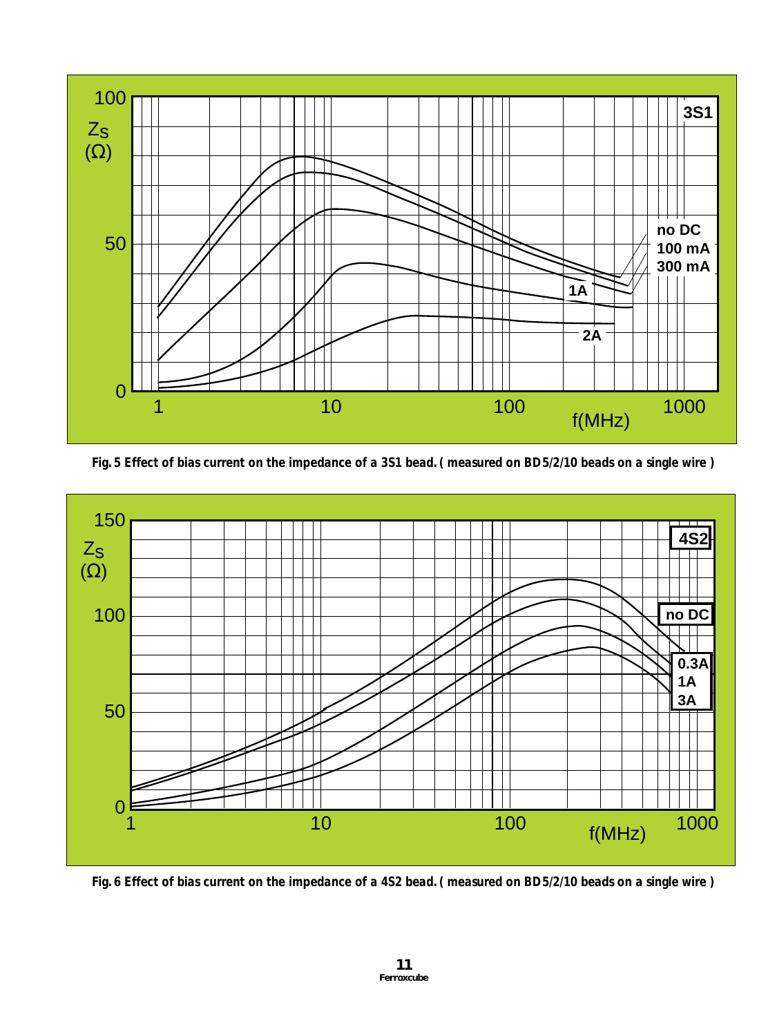Fig. 5 Effect of bias current on the impedance of a 3S1 bead. ( measured on BD5/2/10 beads on a single wire )

Fig. 6 Effect of bias current on the impedance of a 4S2 bead. ( measured on BD5/2/10 beads on a single wire )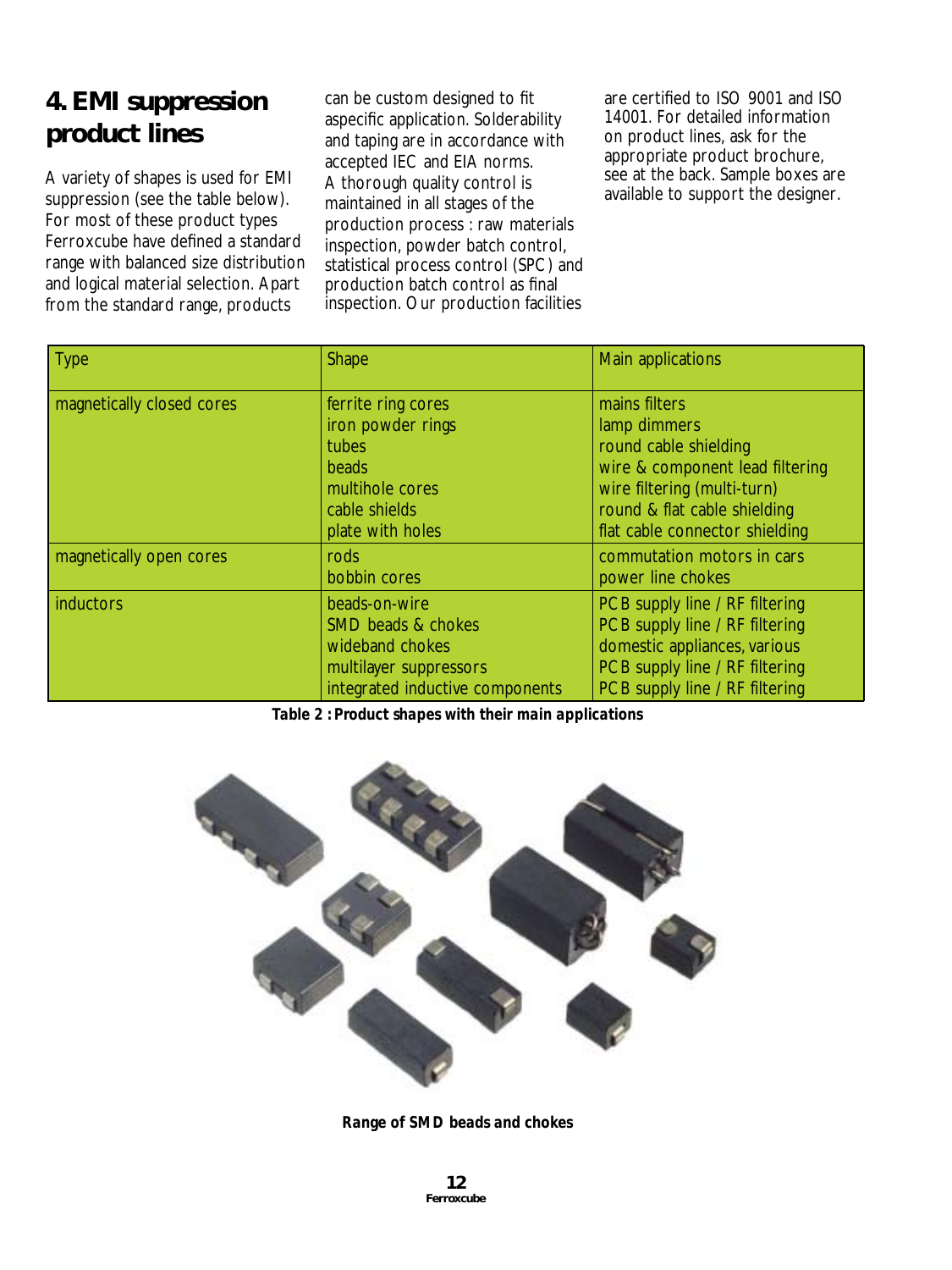## 4. EMI suppression product lines

A variety of shapes is used for EMI suppression (see the table below). For most of these product types Ferroxcube have defined a standard range with balanced size distribution and logical material selection. Apart from the standard range, products can be custom designed to fit aspecific application. Solderability and taping are in accordance with accepted IEC and EIA norms. A thorough quality control is maintained in all stages of the production process : raw materials inspection, powder batch control, statistical process control (SPC) and production batch control as final inspection. Our production facilities are certified to ISO 9001 and ISO 14001. For detailed information on product lines, ask for the appropriate product brochure, see at the back. Sample boxes are available to support the designer.

| Type | Shape | Main applications |
|---|---|---|
| magnetically closed cores | ferrite ring cores<br>iron powder rings<br>tubes<br>beads<br>multihole cores<br>cable shields<br>plate with holes | mains filters<br>lamp dimmers<br>round cable shielding<br>wire & component lead filtering<br>wire filtering (multi-turn)<br>round & flat cable shielding<br>flat cable connector shielding |
| magnetically open cores | rods<br>bobbin cores | commutation motors in cars<br>power line chokes |
| inductors | beads-on-wire<br>SMD beads & chokes<br>wideband chokes<br>multilayer suppressors<br>integrated inductive components | PCB supply line / RF filtering<br>PCB supply line / RF filtering<br>domestic appliances, various<br>PCB supply line / RF filtering<br>PCB supply line / RF filtering |

**Table 2 : Product shapes with their main applications**

**Range of SMD beads and chokes**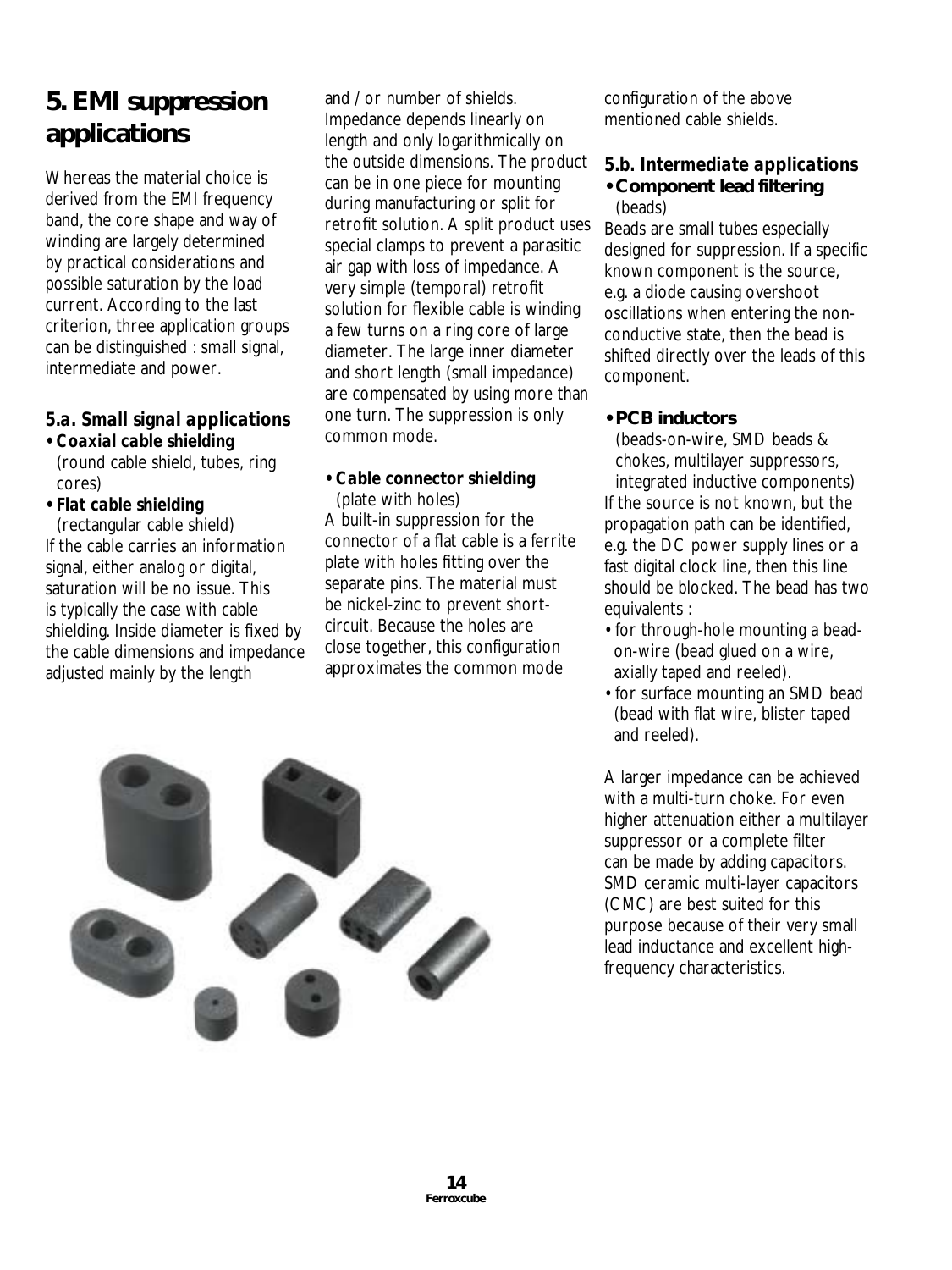# 5. EMI suppression applications

Whereas the material choice is derived from the EMI frequency band, the core shape and way of winding are largely determined by practical considerations and possible saturation by the load current. According to the last criterion, three application groups can be distinguished : small signal, intermediate and power.

## 5.a. Small signal applications

- **Coaxial cable shielding**
  (round cable shield, tubes, ring cores)
- **Flat cable shielding**
  (rectangular cable shield)

If the cable carries an information signal, either analog or digital, saturation will be no issue. This is typically the case with cable shielding. Inside diameter is fixed by the cable dimensions and impedance adjusted mainly by the length and / or number of shields. Impedance depends linearly on length and only logarithmically on the outside dimensions. The product can be in one piece for mounting during manufacturing or split for retrofit solution. A split product uses special clamps to prevent a parasitic air gap with loss of impedance. A very simple (temporal) retrofit solution for flexible cable is winding a few turns on a ring core of large diameter. The large inner diameter and short length (small impedance) are compensated by using more than one turn. The suppression is only common mode.

- **Cable connector shielding**
  (plate with holes)

A built-in suppression for the connector of a flat cable is a ferrite plate with holes fitting over the separate pins. The material must be nickel-zinc to prevent short-circuit. Because the holes are close together, this configuration approximates the common mode configuration of the above mentioned cable shields.

## 5.b. Intermediate applications

- **Component lead filtering**
  (beads)

Beads are small tubes especially designed for suppression. If a specific known component is the source, e.g. a diode causing overshoot oscillations when entering the non-conductive state, then the bead is shifted directly over the leads of this component.

- **PCB inductors**
  (beads-on-wire, SMD beads & chokes, multilayer suppressors, integrated inductive components)

If the source is not known, but the propagation path can be identified, e.g. the DC power supply lines or a fast digital clock line, then this line should be blocked. The bead has two equivalents :

- for through-hole mounting a bead-on-wire (bead glued on a wire, axially taped and reeled).
- for surface mounting an SMD bead (bead with flat wire, blister taped and reeled).

A larger impedance can be achieved with a multi-turn choke. For even higher attenuation either a multilayer suppressor or a complete filter can be made by adding capacitors. SMD ceramic multi-layer capacitors (CMC) are best suited for this purpose because of their very small lead inductance and excellent high-frequency characteristics.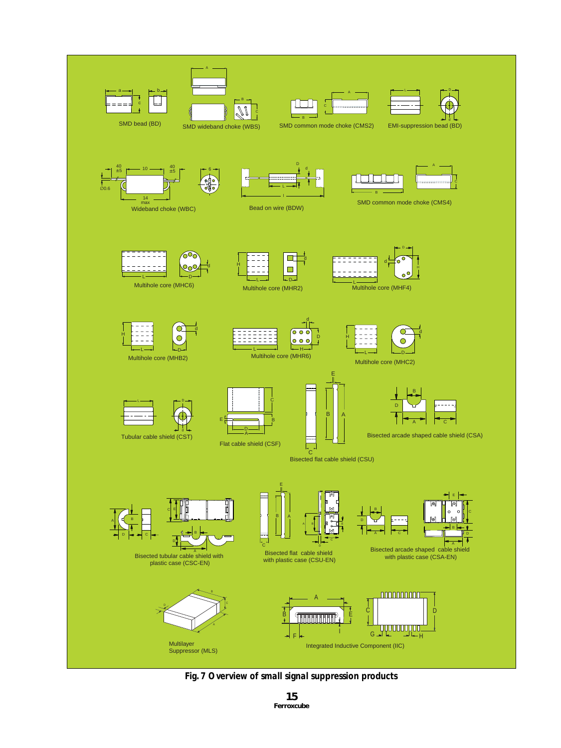SMD bead (BD)

SMD wideband choke (WBS)

SMD common mode choke (CMS2)

EMI-suppression bead (BD)

Wideband choke (WBC)

Bead on wire (BDW)

SMD common mode choke (CMS4)

Multihole core (MHC6)

Multihole core (MHR2)

Multihole core (MHF4)

Multihole core (MHB2)

Multihole core (MHR6)

Multihole core (MHC2)

Tubular cable shield (CST)

Flat cable shield (CSF)

Bisected flat cable shield (CSU)

Bisected arcade shaped cable shield (CSA)

Bisected tubular cable shield with plastic case (CSC-EN)

Bisected flat cable shield with plastic case (CSU-EN)

Bisected arcade shaped cable shield with plastic case (CSA-EN)

Multilayer Suppressor (MLS)

Integrated Inductive Component (IIC)

**Fig. 7 Overview of small signal suppression products**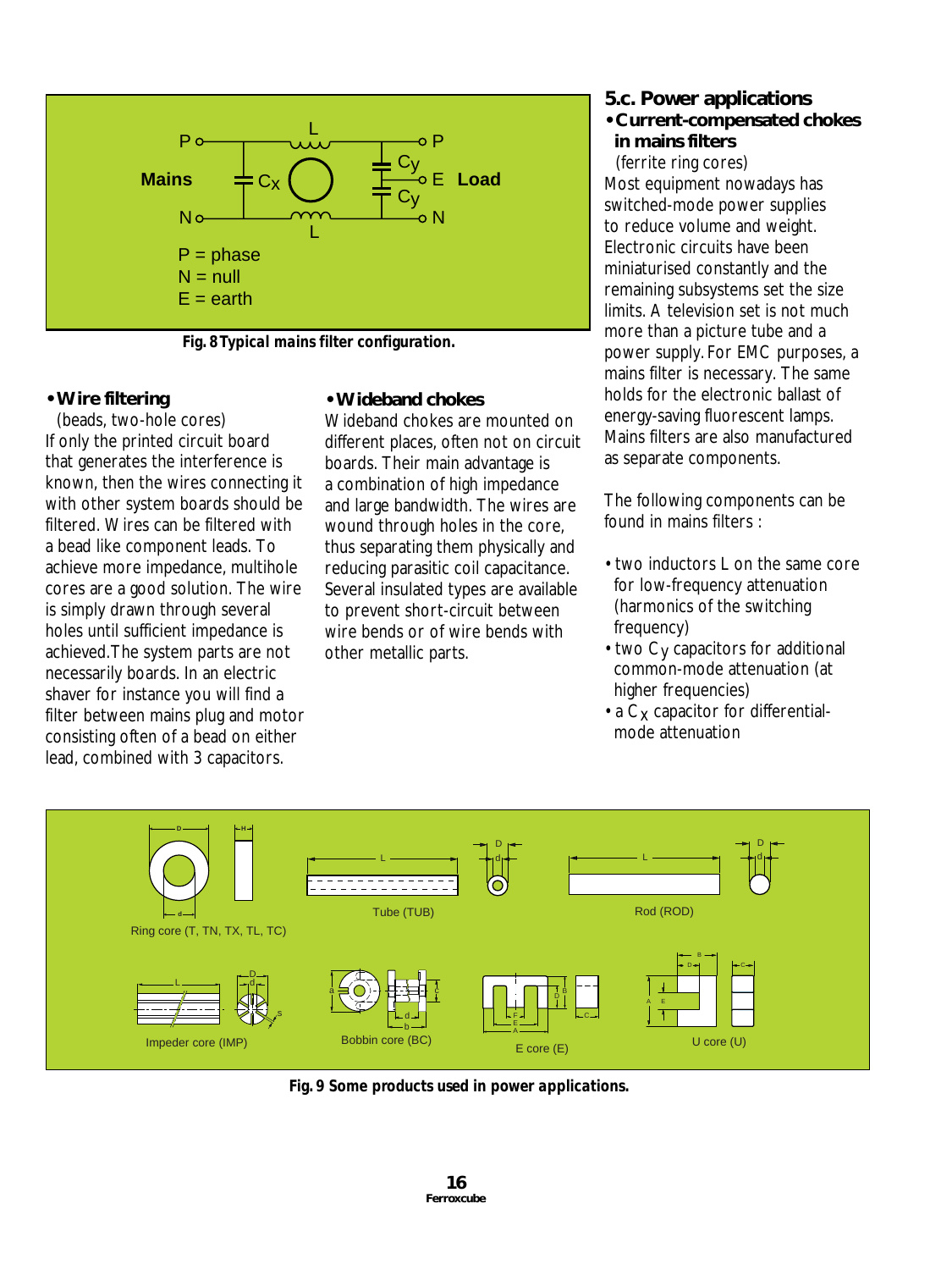Fig. 8 *Typical mains filter configuration.*

- **Wire filtering**

(beads, two-hole cores)

If only the printed circuit board that generates the interference is known, then the wires connecting it with other system boards should be filtered. Wires can be filtered with a bead like component leads. To achieve more impedance, multihole cores are a good solution. The wire is simply drawn through several holes until sufficient impedance is achieved.The system parts are not necessarily boards. In an electric shaver for instance you will find a filter between mains plug and motor consisting often of a bead on either lead, combined with 3 capacitors.

- **Wideband chokes**

Wideband chokes are mounted on different places, often not on circuit boards. Their main advantage is a combination of high impedance and large bandwidth. The wires are wound through holes in the core, thus separating them physically and reducing parasitic coil capacitance. Several insulated types are available to prevent short-circuit between wire bends or of wire bends with other metallic parts.

## 5.c. Power applications

- **Current-compensated chokes in mains filters**

(ferrite ring cores)

Most equipment nowadays has switched-mode power supplies to reduce volume and weight. Electronic circuits have been miniaturised constantly and the remaining subsystems set the size limits. A television set is not much more than a picture tube and a power supply. For EMC purposes, a mains filter is necessary. The same holds for the electronic ballast of energy-saving fluorescent lamps. Mains filters are also manufactured as separate components.

The following components can be found in mains filters :

- two inductors L on the same core for low-frequency attenuation (harmonics of the switching frequency)
- two $C_Y$ capacitors for additional common-mode attenuation (at higher frequencies)
- a $C_X$ capacitor for differential-mode attenuation

Fig. 9 *Some products used in power applications.*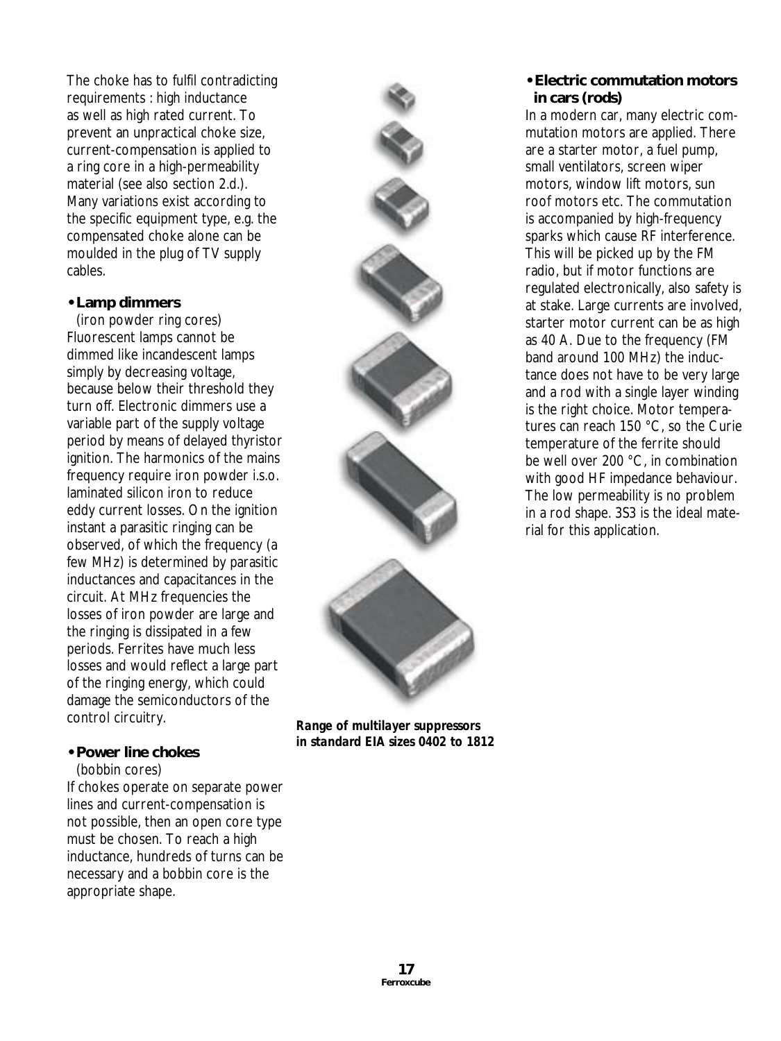The choke has to fulfil contradicting requirements : high inductance as well as high rated current. To prevent an unpractical choke size, current-compensation is applied to a ring core in a high-permeability material (see also section 2.d.). Many variations exist according to the specific equipment type, e.g. the compensated choke alone can be moulded in the plug of TV supply cables.

**• Lamp dimmers**
(iron powder ring cores)

Fluorescent lamps cannot be dimmed like incandescent lamps simply by decreasing voltage, because below their threshold they turn off. Electronic dimmers use a variable part of the supply voltage period by means of delayed thyristor ignition. The harmonics of the mains frequency require iron powder i.s.o. laminated silicon iron to reduce eddy current losses. On the ignition instant a parasitic ringing can be observed, of which the frequency (a few MHz) is determined by parasitic inductances and capacitances in the circuit. At MHz frequencies the losses of iron powder are large and the ringing is dissipated in a few periods. Ferrites have much less losses and would reflect a large part of the ringing energy, which could damage the semiconductors of the control circuitry.

**• Power line chokes**
(bobbin cores)

If chokes operate on separate power lines and current-compensation is not possible, then an open core type must be chosen. To reach a high inductance, hundreds of turns can be necessary and a bobbin core is the appropriate shape.

*Range of multilayer suppressors in standard EIA sizes 0402 to 1812*

**• Electric commutation motors in cars (rods)**

In a modern car, many electric commutation motors are applied. There are a starter motor, a fuel pump, small ventilators, screen wiper motors, window lift motors, sun roof motors etc. The commutation is accompanied by high-frequency sparks which cause RF interference. This will be picked up by the FM radio, but if motor functions are regulated electronically, also safety is at stake. Large currents are involved, starter motor current can be as high as 40 A. Due to the frequency (FM band around 100 MHz) the inductance does not have to be very large and a rod with a single layer winding is the right choice. Motor temperatures can reach 150 °C, so the Curie temperature of the ferrite should be well over 200 °C, in combination with good HF impedance behaviour. The low permeability is no problem in a rod shape. 3S3 is the ideal material for this application.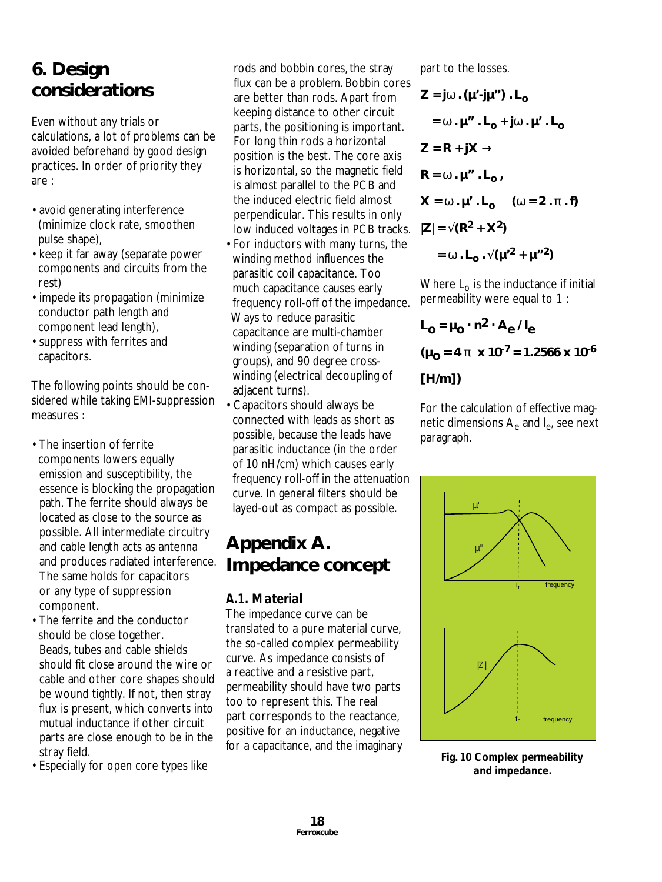## 6. Design considerations

Even without any trials or calculations, a lot of problems can be avoided beforehand by good design practices. In order of priority they are :

- avoid generating interference (minimize clock rate, smoothen pulse shape),
- keep it far away (separate power components and circuits from the rest)
- impede its propagation (minimize conductor path length and component lead length),
- suppress with ferrites and capacitors.

The following points should be considered while taking EMI-suppression measures :

- The insertion of ferrite components lowers equally emission and susceptibility, the essence is blocking the propagation path. The ferrite should always be located as close to the source as possible. All intermediate circuitry and cable length acts as antenna and produces radiated interference. The same holds for capacitors or any type of suppression component.
- The ferrite and the conductor should be close together. Beads, tubes and cable shields should fit close around the wire or cable and other core shapes should be wound tightly. If not, then stray flux is present, which converts into mutual inductance if other circuit parts are close enough to be in the stray field.
- Especially for open core types like rods and bobbin cores, the stray flux can be a problem. Bobbin cores are better than rods. Apart from keeping distance to other circuit parts, the positioning is important. For long thin rods a horizontal position is the best. The core axis is horizontal, so the magnetic field is almost parallel to the PCB and the induced electric field almost perpendicular. This results in only low induced voltages in PCB tracks.
- For inductors with many turns, the winding method influences the parasitic coil capacitance. Too much capacitance causes early frequency roll-off of the impedance. Ways to reduce parasitic capacitance are multi-chamber winding (separation of turns in groups), and 90 degree cross-winding (electrical decoupling of adjacent turns).
- Capacitors should always be connected with leads as short as possible, because the leads have parasitic inductance (in the order of 10 nH/cm) which causes early frequency roll-off in the attenuation curve. In general filters should be layed-out as compact as possible.

## Appendix A. Impedance concept

### A.1. Material

The impedance curve can be translated to a pure material curve, the so-called complex permeability curve. As impedance consists of a reactive and a resistive part, permeability should have two parts too to represent this. The real part corresponds to the reactance, positive for an inductance, negative for a capacitance, and the imaginary part to the losses.

$$Z = j\omega \cdot (\mu' - j\mu'') \cdot L_o$$

$$= \omega \cdot \mu'' \cdot L_o + j\omega \cdot \mu' \cdot L_o$$

$$Z = R + jX \rightarrow$$

$$R = \omega \cdot \mu'' \cdot L_o ,$$

$$X = \omega \cdot \mu' \cdot L_o \quad (\omega = 2 \cdot \pi \cdot f)$$

$$|Z| = \sqrt{(R^2 + X^2)}$$

$$= \omega \cdot L_o \cdot \sqrt{(\mu'^2 + \mu''^2)}$$

Where $L_o$ is the inductance if initial permeability were equal to 1 :

$$L_o = \mu_o \cdot n^2 \cdot A_e / l_e$$

$$(\mu_o = 4\pi \times 10^{-7} = 1.2566 \times 10^{-6}$$

$$[H/m])$$

For the calculation of effective magnetic dimensions $A_e$ and $l_e$, see next paragraph.

**Fig. 10 Complex permeability and impedance.**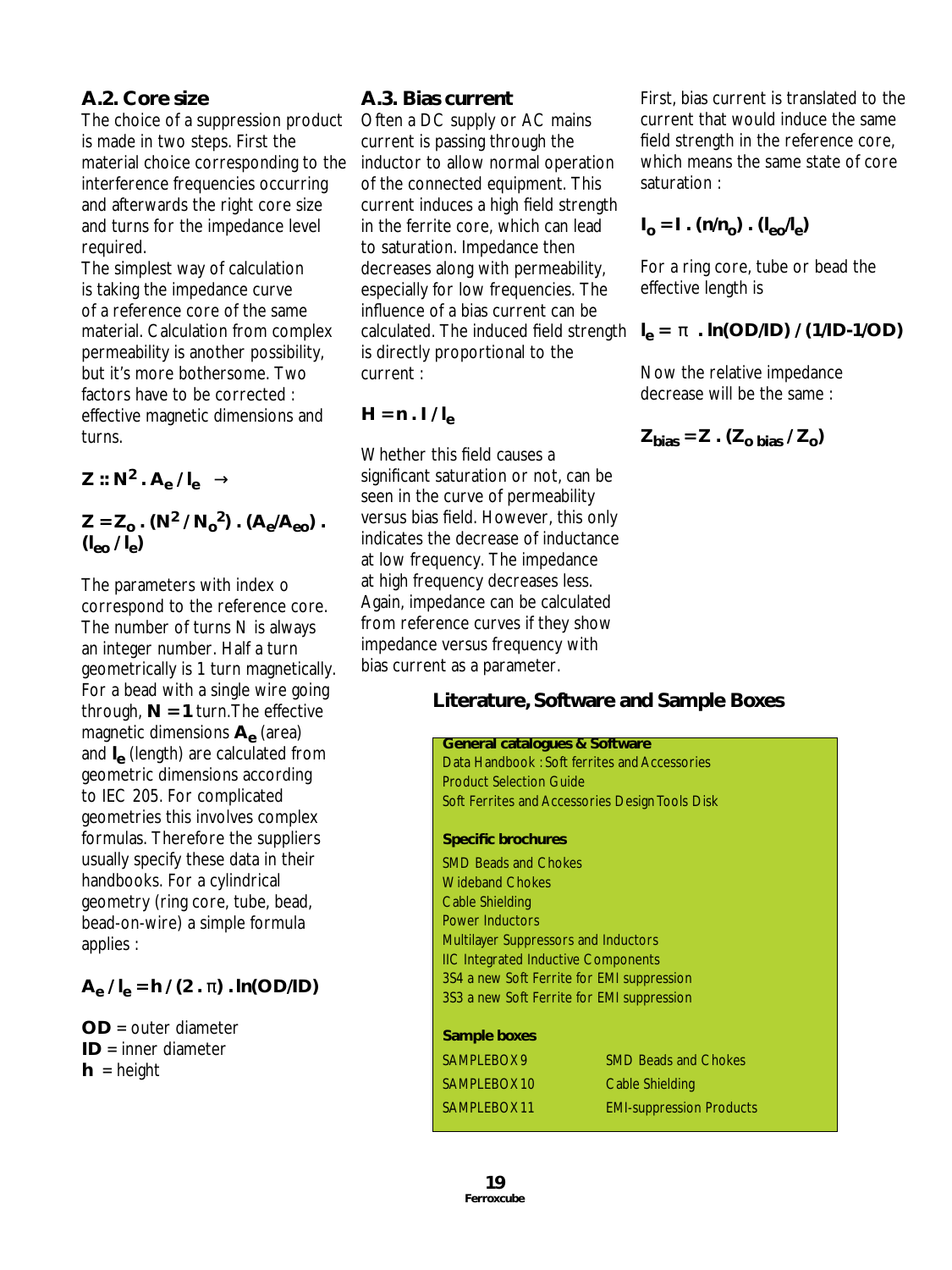## A.2. Core size

The choice of a suppression product is made in two steps. First the material choice corresponding to the interference frequencies occurring and afterwards the right core size and turns for the impedance level required.

The simplest way of calculation is taking the impedance curve of a reference core of the same material. Calculation from complex permeability is another possibility, but it's more bothersome. Two factors have to be corrected : effective magnetic dimensions and turns.

$$Z :: N^2 \cdot A_e / l_e \rightarrow$$

$$Z = Z_o \cdot (N^2 / N_o^2) \cdot (A_e / A_{eo}) \cdot (l_{eo} / l_e)$$

The parameters with index o correspond to the reference core. The number of turns N is always an integer number. Half a turn geometrically is 1 turn magnetically. For a bead with a single wire going through, **N = 1** turn.The effective magnetic dimensions $A_e$ (area) and $l_e$ (length) are calculated from geometric dimensions according to IEC 205. For complicated geometries this involves complex formulas. Therefore the suppliers usually specify these data in their handbooks. For a cylindrical geometry (ring core, tube, bead, bead-on-wire) a simple formula applies :

$$A_e / l_e = h / (2 \cdot \pi) \cdot \ln(OD/ID)$$

**OD** = outer diameter
**ID** = inner diameter
**h** = height

## A.3. Bias current

Often a DC supply or AC mains current is passing through the inductor to allow normal operation of the connected equipment. This current induces a high field strength in the ferrite core, which can lead to saturation. Impedance then decreases along with permeability, especially for low frequencies. The influence of a bias current can be calculated. The induced field strength is directly proportional to the current :

$$H = n \cdot I / l_e$$

Whether this field causes a significant saturation or not, can be seen in the curve of permeability versus bias field. However, this only indicates the decrease of inductance at low frequency. The impedance at high frequency decreases less. Again, impedance can be calculated from reference curves if they show impedance versus frequency with bias current as a parameter.

First, bias current is translated to the current that would induce the same field strength in the reference core, which means the same state of core saturation :

$$I_o = I \cdot (n/n_o) \cdot (l_{eo}/l_e)$$

For a ring core, tube or bead the effective length is

$$l_e = \pi \cdot \ln(OD/ID) / (1/ID - 1/OD)$$

Now the relative impedance decrease will be the same :

$$Z_{bias} = Z \cdot (Z_{o\,bias} / Z_o)$$

## Literature, Software and Sample Boxes

**General catalogues & Software**

Data Handbook : Soft ferrites and Accessories
Product Selection Guide
Soft Ferrites and Accessories Design Tools Disk

**Specific brochures**

SMD Beads and Chokes
Wideband Chokes
Cable Shielding
Power Inductors
Multilayer Suppressors and Inductors
IIC Integrated Inductive Components
3S4 a new Soft Ferrite for EMI suppression
3S3 a new Soft Ferrite for EMI suppression

**Sample boxes**

| | |
|---|---|
| SAMPLEBOX 9 | SMD Beads and Chokes |
| SAMPLEBOX 10 | Cable Shielding |
| SAMPLEBOX 11 | EMI-suppression Products |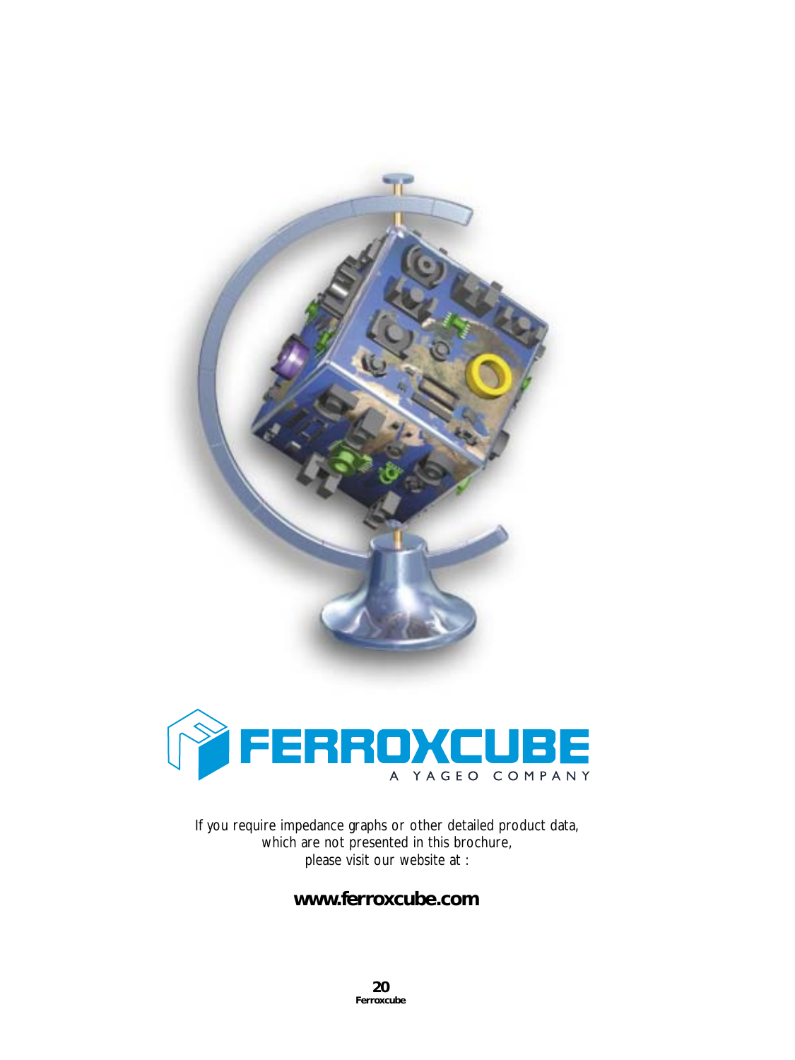FERROXCUBE

A YAGEO COMPANY

If you require impedance graphs or other detailed product data, which are not presented in this brochure, please visit our website at :

**www.ferroxcube.com**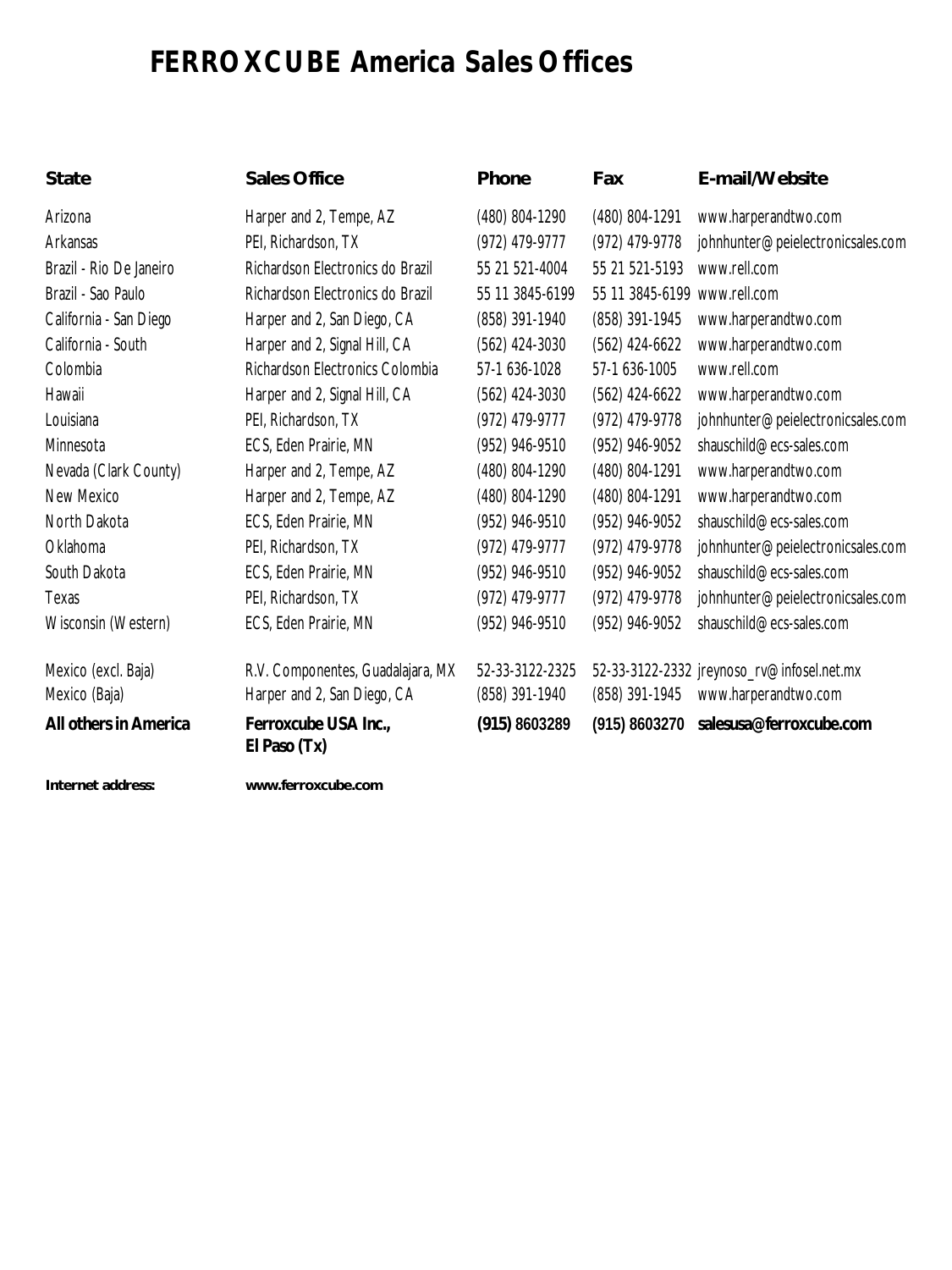# FERROXCUBE America Sales Offices

| State | Sales Office | Phone | Fax | E-mail/Website |
|---|---|---|---|---|
| Arizona | Harper and 2, Tempe, AZ | (480) 804-1290 | (480) 804-1291 | www.harperandtwo.com |
| Arkansas | PEI, Richardson, TX | (972) 479-9777 | (972) 479-9778 | johnhunter@peielectronicsales.com |
| Brazil - Rio De Janeiro | Richardson Electronics do Brazil | 55 21 521-4004 | 55 21 521-5193 | www.rell.com |
| Brazil - Sao Paulo | Richardson Electronics do Brazil | 55 11 3845-6199 | 55 11 3845-6199 | www.rell.com |
| California - San Diego | Harper and 2, San Diego, CA | (858) 391-1940 | (858) 391-1945 | www.harperandtwo.com |
| California - South | Harper and 2, Signal Hill, CA | (562) 424-3030 | (562) 424-6622 | www.harperandtwo.com |
| Colombia | Richardson Electronics Colombia | 57-1 636-1028 | 57-1 636-1005 | www.rell.com |
| Hawaii | Harper and 2, Signal Hill, CA | (562) 424-3030 | (562) 424-6622 | www.harperandtwo.com |
| Louisiana | PEI, Richardson, TX | (972) 479-9777 | (972) 479-9778 | johnhunter@peielectronicsales.com |
| Minnesota | ECS, Eden Prairie, MN | (952) 946-9510 | (952) 946-9052 | shauschild@ecs-sales.com |
| Nevada (Clark County) | Harper and 2, Tempe, AZ | (480) 804-1290 | (480) 804-1291 | www.harperandtwo.com |
| New Mexico | Harper and 2, Tempe, AZ | (480) 804-1290 | (480) 804-1291 | www.harperandtwo.com |
| North Dakota | ECS, Eden Prairie, MN | (952) 946-9510 | (952) 946-9052 | shauschild@ecs-sales.com |
| Oklahoma | PEI, Richardson, TX | (972) 479-9777 | (972) 479-9778 | johnhunter@peielectronicsales.com |
| South Dakota | ECS, Eden Prairie, MN | (952) 946-9510 | (952) 946-9052 | shauschild@ecs-sales.com |
| Texas | PEI, Richardson, TX | (972) 479-9777 | (972) 479-9778 | johnhunter@peielectronicsales.com |
| Wisconsin (Western) | ECS, Eden Prairie, MN | (952) 946-9510 | (952) 946-9052 | shauschild@ecs-sales.com |
| Mexico (excl. Baja) | R.V. Componentes, Guadalajara, MX | 52-33-3122-2325 | 52-33-3122-2332 | jreynoso_rv@infosel.net.mx |
| Mexico (Baja) | Harper and 2, San Diego, CA | (858) 391-1940 | (858) 391-1945 | www.harperandtwo.com |
| **All others in America** | **Ferroxcube USA Inc., El Paso (Tx)** | **(915) 8603289** | **(915) 8603270** | **salesusa@ferroxcube.com** |

**Internet address:** **www.ferroxcube.com**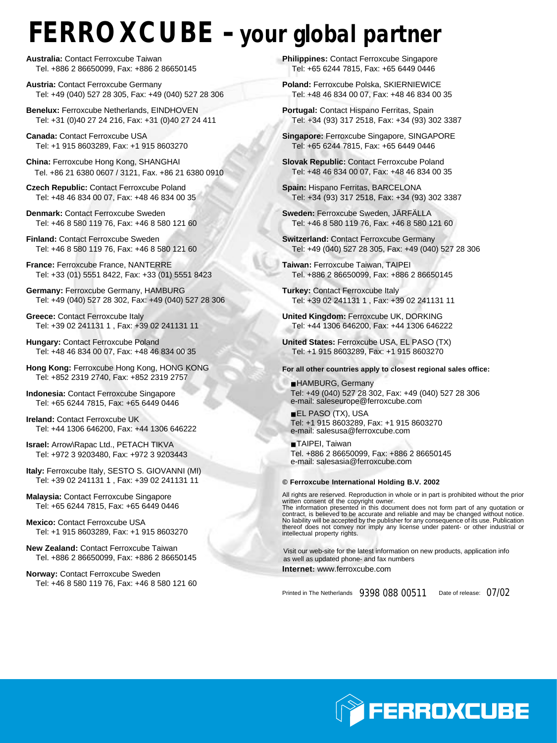# FERROXCUBE – your global partner

**Australia:** Contact Ferroxcube Taiwan
Tel. +886 2 86650099, Fax: +886 2 86650145

**Austria:** Contact Ferroxcube Germany
Tel: +49 (040) 527 28 305, Fax: +49 (040) 527 28 306

**Benelux:** Ferroxcube Netherlands, EINDHOVEN
Tel: +31 (0)40 27 24 216, Fax: +31 (0)40 27 24 411

**Canada:** Contact Ferroxcube USA
Tel: +1 915 8603289, Fax: +1 915 8603270

**China:** Ferroxcube Hong Kong, SHANGHAI
Tel. +86 21 6380 0607 / 3121, Fax. +86 21 6380 0910

**Czech Republic:** Contact Ferroxcube Poland
Tel: +48 46 834 00 07, Fax: +48 46 834 00 35

**Denmark:** Contact Ferroxcube Sweden
Tel: +46 8 580 119 76, Fax: +46 8 580 121 60

**Finland:** Contact Ferroxcube Sweden
Tel: +46 8 580 119 76, Fax: +46 8 580 121 60

**France:** Ferroxcube France, NANTERRE
Tel: +33 (01) 5551 8422, Fax: +33 (01) 5551 8423

**Germany:** Ferroxcube Germany, HAMBURG
Tel: +49 (040) 527 28 302, Fax: +49 (040) 527 28 306

**Greece:** Contact Ferroxcube Italy
Tel: +39 02 241131 1 , Fax: +39 02 241131 11

**Hungary:** Contact Ferroxcube Poland
Tel: +48 46 834 00 07, Fax: +48 46 834 00 35

**Hong Kong:** Ferroxcube Hong Kong, HONG KONG
Tel: +852 2319 2740, Fax: +852 2319 2757

**Indonesia:** Contact Ferroxcube Singapore
Tel: +65 6244 7815, Fax: +65 6449 0446

**Ireland:** Contact Ferroxcube UK
Tel: +44 1306 646200, Fax: +44 1306 646222

**Israel:** Arrow\Rapac Ltd., PETACH TIKVA
Tel: +972 3 9203480, Fax: +972 3 9203443

**Italy:** Ferroxcube Italy, SESTO S. GIOVANNI (MI)
Tel: +39 02 241131 1 , Fax: +39 02 241131 11

**Malaysia:** Contact Ferroxcube Singapore
Tel: +65 6244 7815, Fax: +65 6449 0446

**Mexico:** Contact Ferroxcube USA
Tel: +1 915 8603289, Fax: +1 915 8603270

**New Zealand:** Contact Ferroxcube Taiwan
Tel. +886 2 86650099, Fax: +886 2 86650145

**Norway:** Contact Ferroxcube Sweden
Tel: +46 8 580 119 76, Fax: +46 8 580 121 60

**Philippines:** Contact Ferroxcube Singapore
Tel: +65 6244 7815, Fax: +65 6449 0446

**Poland:** Ferroxcube Polska, SKIERNIEWICE
Tel: +48 46 834 00 07, Fax: +48 46 834 00 35

**Portugal:** Contact Hispano Ferritas, Spain
Tel: +34 (93) 317 2518, Fax: +34 (93) 302 3387

**Singapore:** Ferroxcube Singapore, SINGAPORE
Tel: +65 6244 7815, Fax: +65 6449 0446

**Slovak Republic:** Contact Ferroxcube Poland
Tel: +48 46 834 00 07, Fax: +48 46 834 00 35

**Spain:** Hispano Ferritas, BARCELONA
Tel: +34 (93) 317 2518, Fax: +34 (93) 302 3387

**Sweden:** Ferroxcube Sweden, JÄRFÄLLA
Tel: +46 8 580 119 76, Fax: +46 8 580 121 60

**Switzerland:** Contact Ferroxcube Germany
Tel: +49 (040) 527 28 305, Fax: +49 (040) 527 28 306

**Taiwan:** Ferroxcube Taiwan, TAIPEI
Tel. +886 2 86650099, Fax: +886 2 86650145

**Turkey:** Contact Ferroxcube Italy
Tel: +39 02 241131 1 , Fax: +39 02 241131 11

**United Kingdom:** Ferroxcube UK, DORKING
Tel: +44 1306 646200, Fax: +44 1306 646222

**United States:** Ferroxcube USA, EL PASO (TX)
Tel: +1 915 8603289, Fax: +1 915 8603270

**For all other countries apply to closest regional sales office:**

- HAMBURG, Germany
  Tel: +49 (040) 527 28 302, Fax: +49 (040) 527 28 306
  e-mail: saleseurope@ferroxcube.com
- EL PASO (TX), USA
  Tel: +1 915 8603289, Fax: +1 915 8603270
  e-mail: salesusa@ferroxcube.com
- TAIPEI, Taiwan
  Tel. +886 2 86650099, Fax: +886 2 86650145
  e-mail: salesasia@ferroxcube.com

**© Ferroxcube International Holding B.V. 2002**

All rights are reserved. Reproduction in whole or in part is prohibited without the prior written consent of the copyright owner.
The information presented in this document does not form part of any quotation or contract, is believed to be accurate and reliable and may be changed without notice. No liability will be accepted by the publisher for any consequence of its use. Publication thereof does not convey nor imply any license under patent- or other industrial or intellectual property rights.

Visit our web-site for the latest information on new products, application info as well as updated phone- and fax numbers

**Internet:** www.ferroxcube.com

Printed in The Netherlands 9398 088 00511 Date of release: 07/02

FERROXCUBE